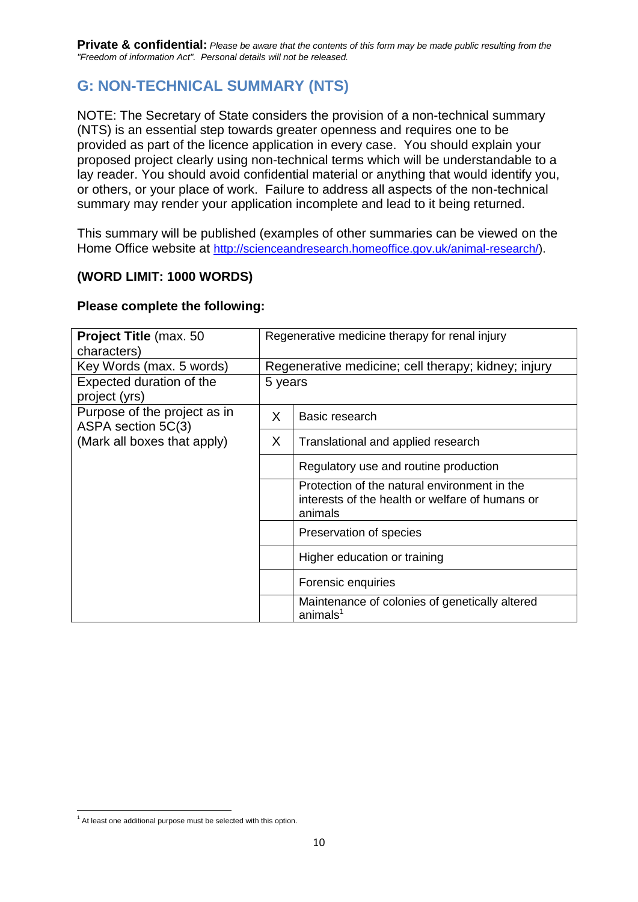**Private & confidential:** *Please be aware that the contents of this form may be made public resulting from the "Freedom of information Act". Personal details will not be released.*

## G: NON-TECHNICAL SUMMARY (NTS)

NOTE: The Secretary of State considers the provision of a non-technical summary (NTS) is an essential step towards greater openness and requires one to be provided as part of the licence application in every case. You should explain your proposed project clearly using non-technical terms which will be understandable to a lay reader. You should avoid confidential material or anything that would identify you, or others, or your place of work. Failure to address all aspects of the non-technical summary may render your application incomplete and lead to it being returned.

This summary will be published (examples of other summaries can be viewed on the Home Office website at http://scienceandresearch.homeoffice.gov.uk/animal-research/).

**(WORD LIMIT: 1000 WORDS)**

**Please complete the following:**

| | | |
|---|---|---|
| **Project Title** (max. 50 characters) | Regenerative medicine therapy for renal injury | |
| Key Words (max. 5 words) | Regenerative medicine; cell therapy; kidney; injury | |
| Expected duration of the project (yrs) | 5 years | |
| Purpose of the project as in ASPA section 5C(3) (Mark all boxes that apply) | X | Basic research |
| | X | Translational and applied research |
| | | Regulatory use and routine production |
| | | Protection of the natural environment in the interests of the health or welfare of humans or animals |
| | | Preservation of species |
| | | Higher education or training |
| | | Forensic enquiries |
| | | Maintenance of colonies of genetically altered animals[1] |

[1] At least one additional purpose must be selected with this option.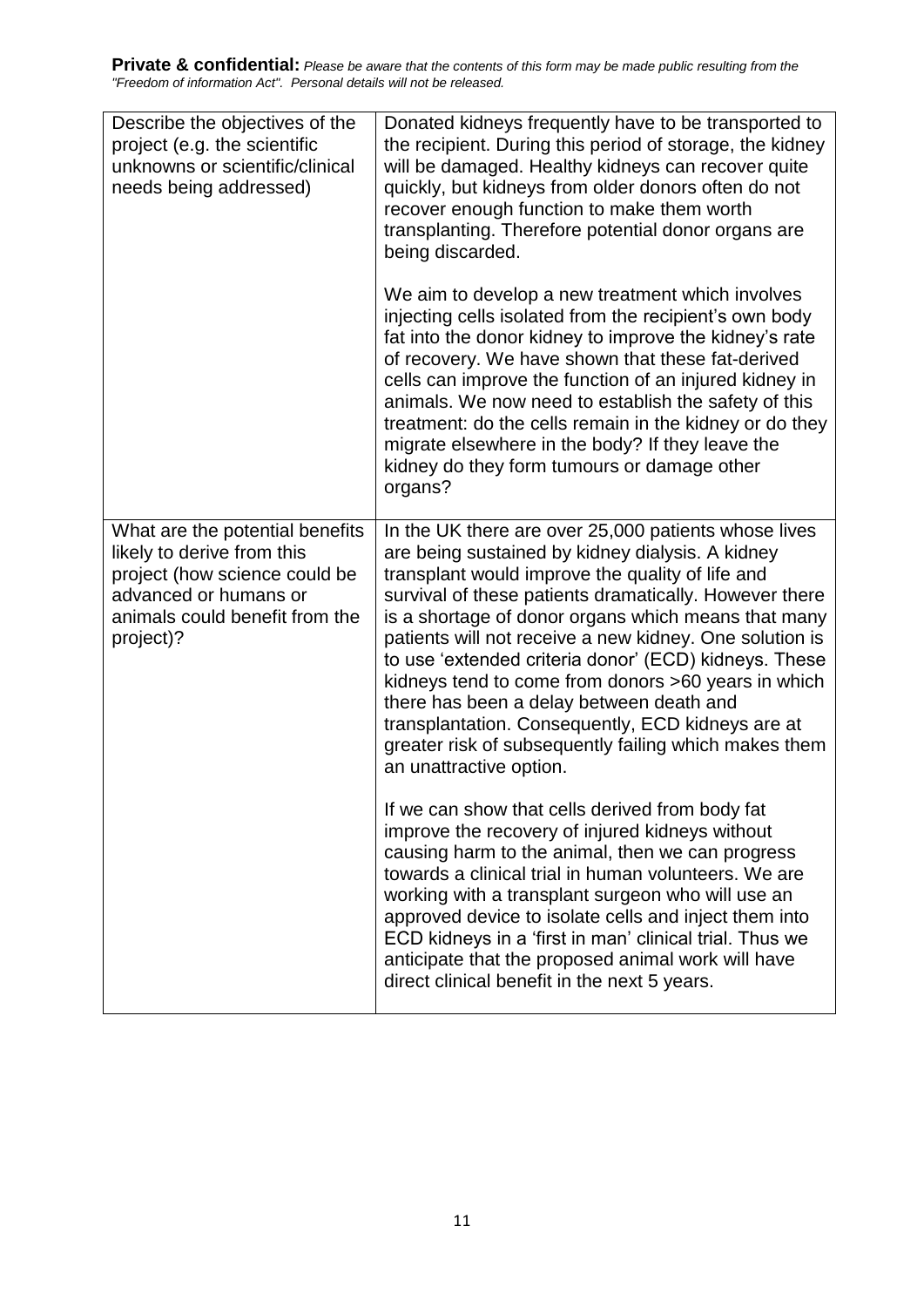**Private & confidential:** *Please be aware that the contents of this form may be made public resulting from the "Freedom of information Act". Personal details will not be released.*

| | |
|---|---|
| Describe the objectives of the project (e.g. the scientific unknowns or scientific/clinical needs being addressed) | Donated kidneys frequently have to be transported to the recipient. During this period of storage, the kidney will be damaged. Healthy kidneys can recover quite quickly, but kidneys from older donors often do not recover enough function to make them worth transplanting. Therefore potential donor organs are being discarded.<br><br>We aim to develop a new treatment which involves injecting cells isolated from the recipient's own body fat into the donor kidney to improve the kidney's rate of recovery. We have shown that these fat-derived cells can improve the function of an injured kidney in animals. We now need to establish the safety of this treatment: do the cells remain in the kidney or do they migrate elsewhere in the body? If they leave the kidney do they form tumours or damage other organs? |
| What are the potential benefits likely to derive from this project (how science could be advanced or humans or animals could benefit from the project)? | In the UK there are over 25,000 patients whose lives are being sustained by kidney dialysis. A kidney transplant would improve the quality of life and survival of these patients dramatically. However there is a shortage of donor organs which means that many patients will not receive a new kidney. One solution is to use 'extended criteria donor' (ECD) kidneys. These kidneys tend to come from donors >60 years in which there has been a delay between death and transplantation. Consequently, ECD kidneys are at greater risk of subsequently failing which makes them an unattractive option.<br><br>If we can show that cells derived from body fat improve the recovery of injured kidneys without causing harm to the animal, then we can progress towards a clinical trial in human volunteers. We are working with a transplant surgeon who will use an approved device to isolate cells and inject them into ECD kidneys in a 'first in man' clinical trial. Thus we anticipate that the proposed animal work will have direct clinical benefit in the next 5 years. |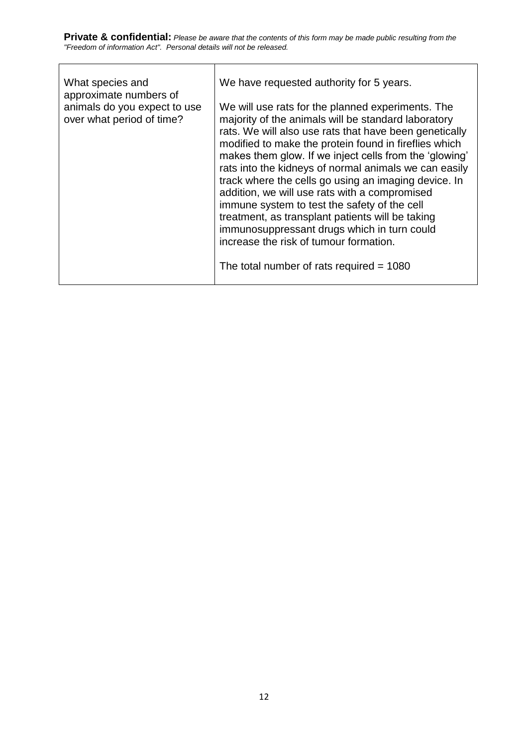**Private & confidential:** *Please be aware that the contents of this form may be made public resulting from the "Freedom of information Act". Personal details will not be released.*

| | |
|---|---|
| What species and approximate numbers of animals do you expect to use over what period of time? | We have requested authority for 5 years.<br><br>We will use rats for the planned experiments. The majority of the animals will be standard laboratory rats. We will also use rats that have been genetically modified to make the protein found in fireflies which makes them glow. If we inject cells from the 'glowing' rats into the kidneys of normal animals we can easily track where the cells go using an imaging device. In addition, we will use rats with a compromised immune system to test the safety of the cell treatment, as transplant patients will be taking immunosuppressant drugs which in turn could increase the risk of tumour formation.<br><br>The total number of rats required = 1080 |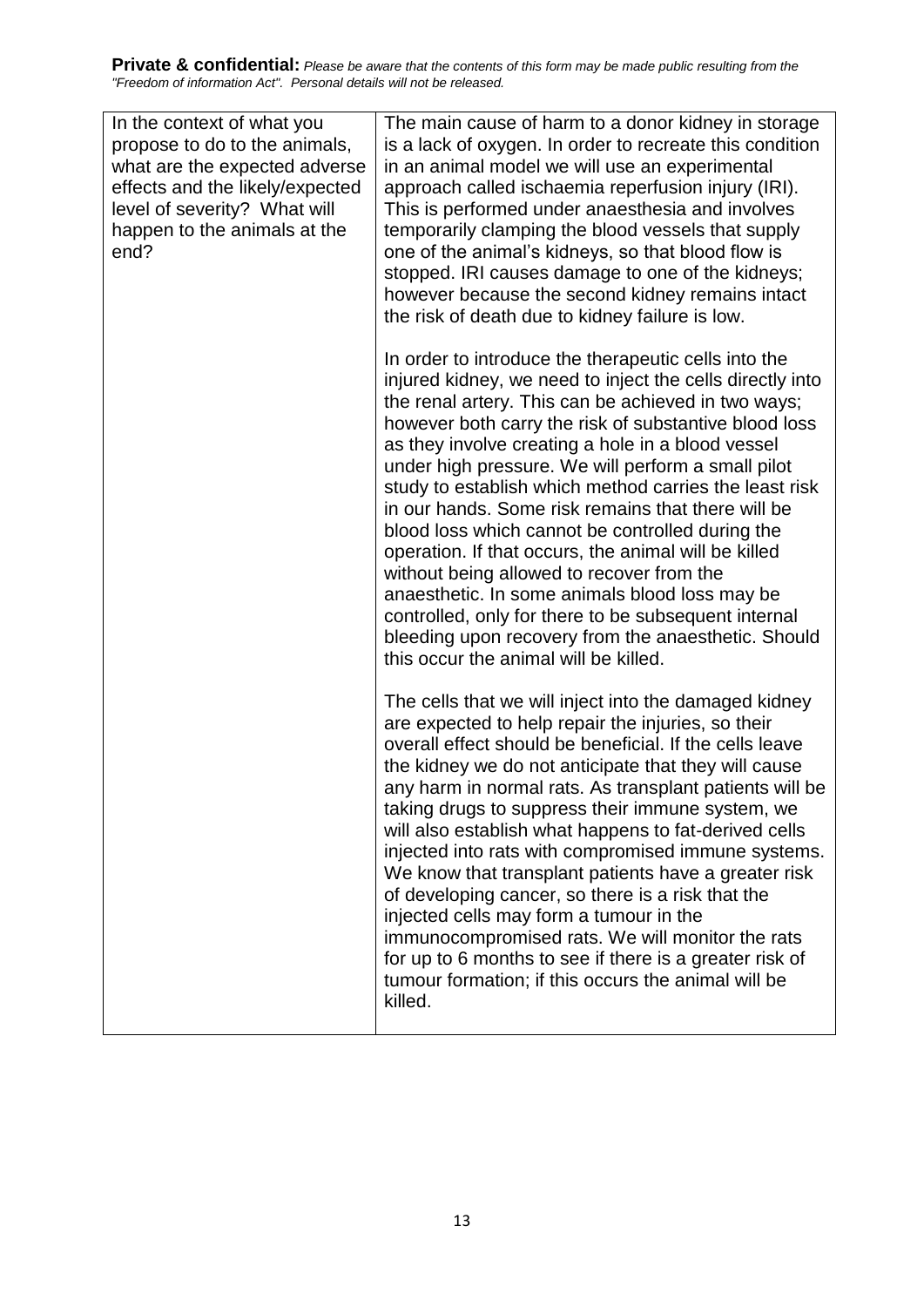**Private & confidential:** *Please be aware that the contents of this form may be made public resulting from the "Freedom of information Act". Personal details will not be released.*

| In the context of what you propose to do to the animals, what are the expected adverse effects and the likely/expected level of severity? What will happen to the animals at the end? | The main cause of harm to a donor kidney in storage is a lack of oxygen. In order to recreate this condition in an animal model we will use an experimental approach called ischaemia reperfusion injury (IRI). This is performed under anaesthesia and involves temporarily clamping the blood vessels that supply one of the animal's kidneys, so that blood flow is stopped. IRI causes damage to one of the kidneys; however because the second kidney remains intact the risk of death due to kidney failure is low. <br><br> In order to introduce the therapeutic cells into the injured kidney, we need to inject the cells directly into the renal artery. This can be achieved in two ways; however both carry the risk of substantive blood loss as they involve creating a hole in a blood vessel under high pressure. We will perform a small pilot study to establish which method carries the least risk in our hands. Some risk remains that there will be blood loss which cannot be controlled during the operation. If that occurs, the animal will be killed without being allowed to recover from the anaesthetic. In some animals blood loss may be controlled, only for there to be subsequent internal bleeding upon recovery from the anaesthetic. Should this occur the animal will be killed. <br><br> The cells that we will inject into the damaged kidney are expected to help repair the injuries, so their overall effect should be beneficial. If the cells leave the kidney we do not anticipate that they will cause any harm in normal rats. As transplant patients will be taking drugs to suppress their immune system, we will also establish what happens to fat-derived cells injected into rats with compromised immune systems. We know that transplant patients have a greater risk of developing cancer, so there is a risk that the injected cells may form a tumour in the immunocompromised rats. We will monitor the rats for up to 6 months to see if there is a greater risk of tumour formation; if this occurs the animal will be killed. |
|---|---|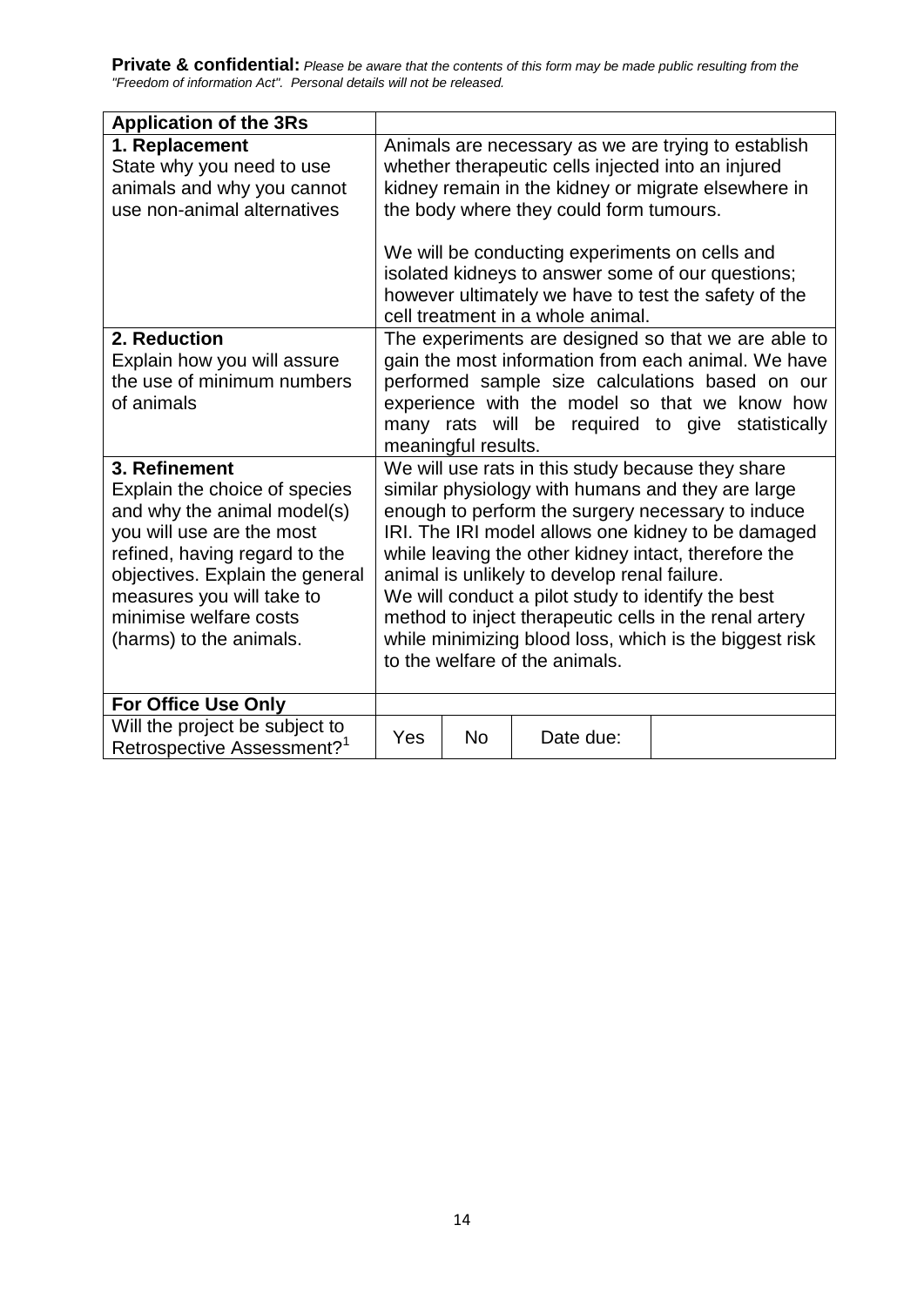**Private & confidential:** *Please be aware that the contents of this form may be made public resulting from the "Freedom of information Act". Personal details will not be released.*

| **Application of the 3Rs** | | | | |
|---|---|---|---|---|
| **1. Replacement**<br>State why you need to use animals and why you cannot use non-animal alternatives | Animals are necessary as we are trying to establish whether therapeutic cells injected into an injured kidney remain in the kidney or migrate elsewhere in the body where they could form tumours.<br><br>We will be conducting experiments on cells and isolated kidneys to answer some of our questions; however ultimately we have to test the safety of the cell treatment in a whole animal. | | | |
| **2. Reduction**<br>Explain how you will assure the use of minimum numbers of animals | The experiments are designed so that we are able to gain the most information from each animal. We have performed sample size calculations based on our experience with the model so that we know how many rats will be required to give statistically meaningful results. | | | |
| **3. Refinement**<br>Explain the choice of species and why the animal model(s) you will use are the most refined, having regard to the objectives. Explain the general measures you will take to minimise welfare costs (harms) to the animals. | We will use rats in this study because they share similar physiology with humans and they are large enough to perform the surgery necessary to induce IRI. The IRI model allows one kidney to be damaged while leaving the other kidney intact, therefore the animal is unlikely to develop renal failure.<br>We will conduct a pilot study to identify the best method to inject therapeutic cells in the renal artery while minimizing blood loss, which is the biggest risk to the welfare of the animals. | | | |
| **For Office Use Only** | | | | |
| Will the project be subject to Retrospective Assessment?[1] | Yes | No | Date due: | |